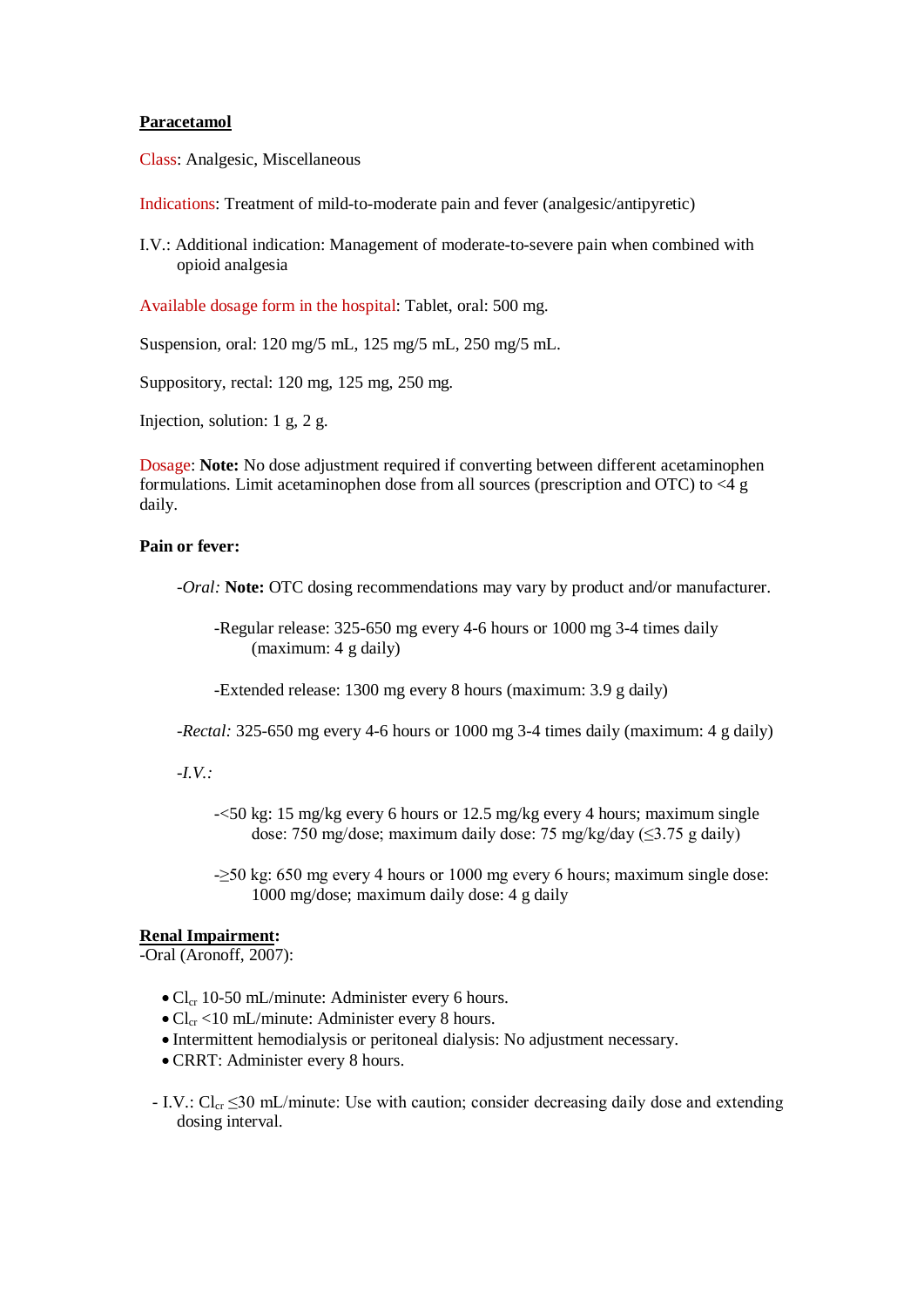**Paracetamol**

Class: Analgesic, Miscellaneous

Indications: Treatment of mild-to-moderate pain and fever (analgesic/antipyretic)

I.V.: Additional indication: Management of moderate-to-severe pain when combined with opioid analgesia

Available dosage form in the hospital: Tablet, oral: 500 mg.

Suspension, oral: 120 mg/5 mL, 125 mg/5 mL, 250 mg/5 mL.

Suppository, rectal: 120 mg, 125 mg, 250 mg.

Injection, solution: 1 g, 2 g.

Dosage: **Note:** No dose adjustment required if converting between different acetaminophen formulations. Limit acetaminophen dose from all sources (prescription and OTC) to <4 g daily.

**Pain or fever:**

- *Oral:* **Note:** OTC dosing recommendations may vary by product and/or manufacturer.
  - Regular release: 325-650 mg every 4-6 hours or 1000 mg 3-4 times daily (maximum: 4 g daily)
  - Extended release: 1300 mg every 8 hours (maximum: 3.9 g daily)
- *Rectal:* 325-650 mg every 4-6 hours or 1000 mg 3-4 times daily (maximum: 4 g daily)
- *I.V.:*
  - <50 kg: 15 mg/kg every 6 hours or 12.5 mg/kg every 4 hours; maximum single dose: 750 mg/dose; maximum daily dose: 75 mg/kg/day (≤3.75 g daily)
  - ≥50 kg: 650 mg every 4 hours or 1000 mg every 6 hours; maximum single dose: 1000 mg/dose; maximum daily dose: 4 g daily

**Renal Impairment:**

-Oral (Aronoff, 2007):

- $Cl_{cr}$ 10-50 mL/minute: Administer every 6 hours.
- $Cl_{cr}$ <10 mL/minute: Administer every 8 hours.
- Intermittent hemodialysis or peritoneal dialysis: No adjustment necessary.
- CRRT: Administer every 8 hours.

- I.V.: $Cl_{cr}$ ≤30 mL/minute: Use with caution; consider decreasing daily dose and extending dosing interval.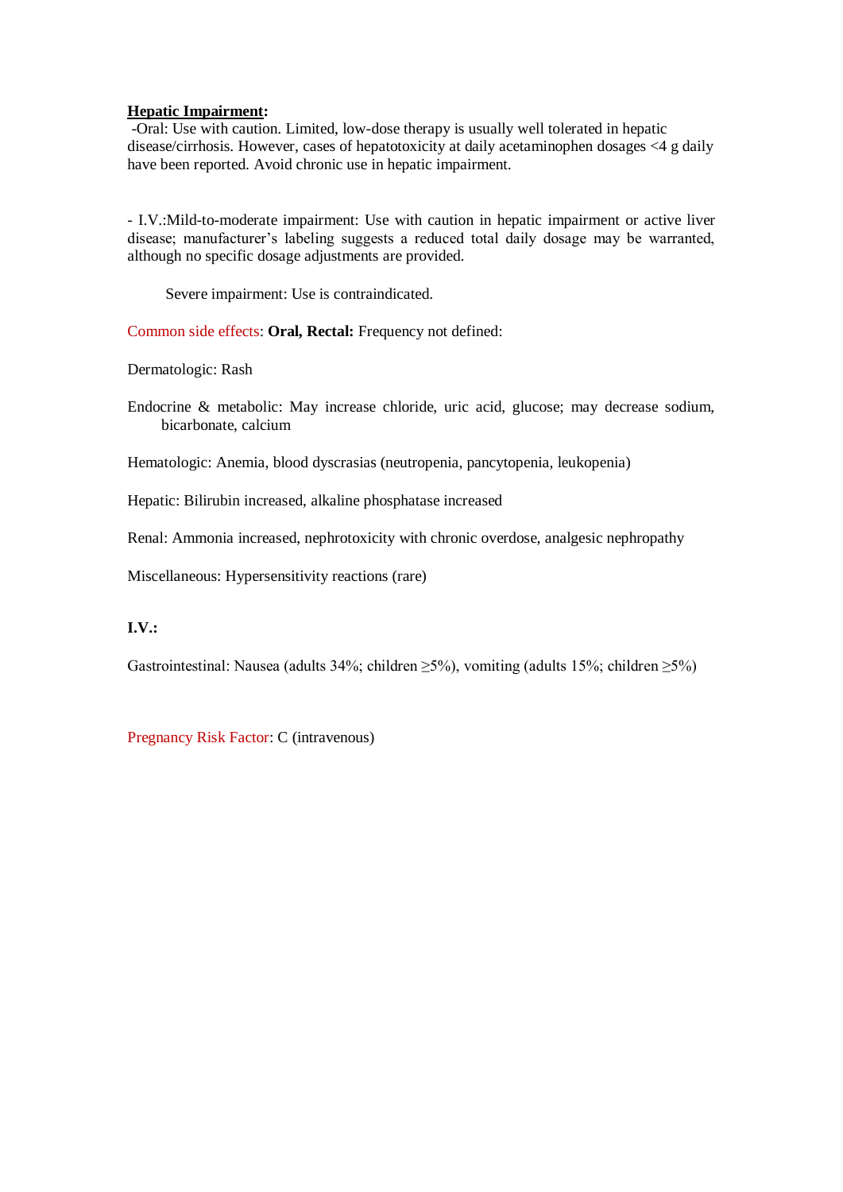**Hepatic Impairment:**

-Oral: Use with caution. Limited, low-dose therapy is usually well tolerated in hepatic disease/cirrhosis. However, cases of hepatotoxicity at daily acetaminophen dosages <4 g daily have been reported. Avoid chronic use in hepatic impairment.

- I.V.:Mild-to-moderate impairment: Use with caution in hepatic impairment or active liver disease; manufacturer's labeling suggests a reduced total daily dosage may be warranted, although no specific dosage adjustments are provided.

Severe impairment: Use is contraindicated.

Common side effects: **Oral, Rectal:** Frequency not defined:

Dermatologic: Rash

Endocrine & metabolic: May increase chloride, uric acid, glucose; may decrease sodium, bicarbonate, calcium

Hematologic: Anemia, blood dyscrasias (neutropenia, pancytopenia, leukopenia)

Hepatic: Bilirubin increased, alkaline phosphatase increased

Renal: Ammonia increased, nephrotoxicity with chronic overdose, analgesic nephropathy

Miscellaneous: Hypersensitivity reactions (rare)

**I.V.:**

Gastrointestinal: Nausea (adults 34%; children ≥5%), vomiting (adults 15%; children ≥5%)

Pregnancy Risk Factor: C (intravenous)